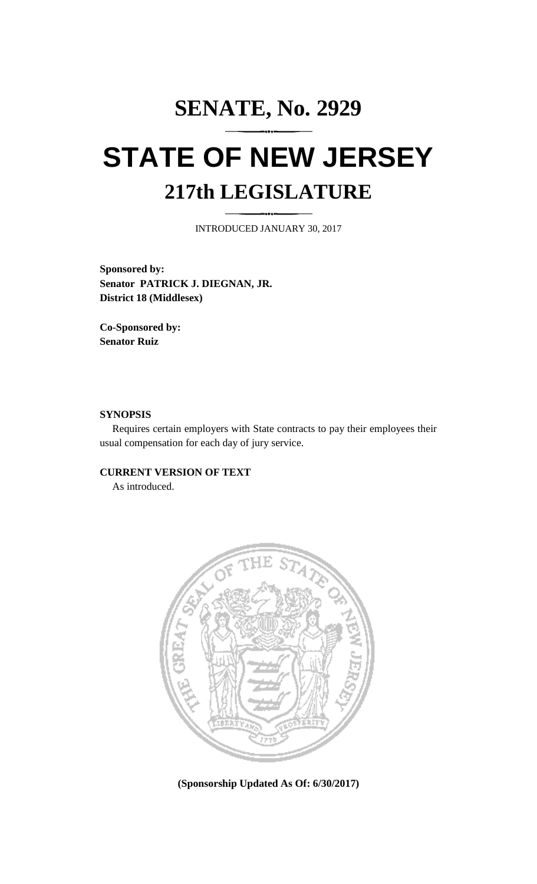# SENATE, No. 2929

# STATE OF NEW JERSEY

## 217th LEGISLATURE

INTRODUCED JANUARY 30, 2017

**Sponsored by:**
**Senator PATRICK J. DIEGNAN, JR.**
**District 18 (Middlesex)**

**Co-Sponsored by:**
**Senator Ruiz**

**SYNOPSIS**

Requires certain employers with State contracts to pay their employees their usual compensation for each day of jury service.

**CURRENT VERSION OF TEXT**

As introduced.

**(Sponsorship Updated As Of: 6/30/2017)**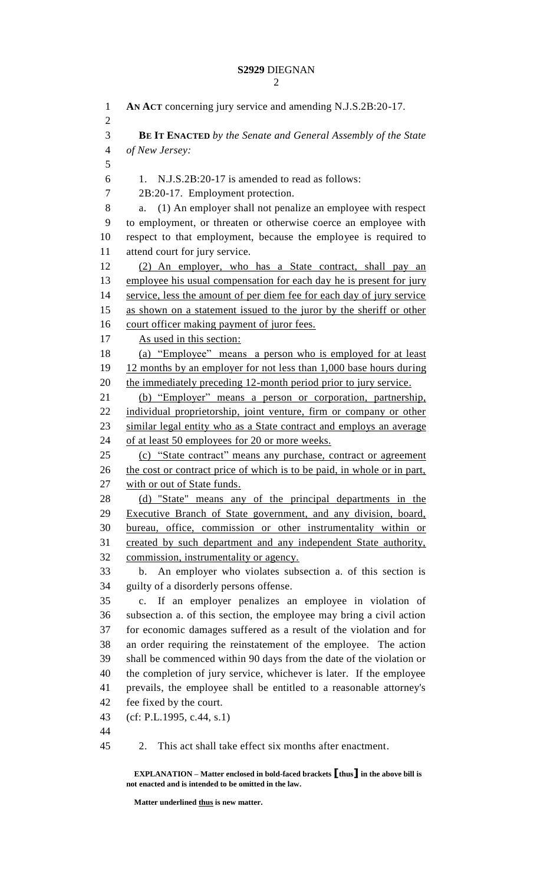**AN ACT** concerning jury service and amending N.J.S.2B:20-17.

**BE IT ENACTED** *by the Senate and General Assembly of the State of New Jersey:*

1. N.J.S.2B:20-17 is amended to read as follows:

2B:20-17. Employment protection.

a. (1) An employer shall not penalize an employee with respect to employment, or threaten or otherwise coerce an employee with respect to that employment, because the employee is required to attend court for jury service.

<u>(2) An employer, who has a State contract, shall pay an employee his usual compensation for each day he is present for jury service, less the amount of per diem fee for each day of jury service as shown on a statement issued to the juror by the sheriff or other court officer making payment of juror fees.</u>

<u>As used in this section:</u>

<u>(a) "Employee" means a person who is employed for at least 12 months by an employer for not less than 1,000 base hours during the immediately preceding 12-month period prior to jury service.</u>

<u>(b) "Employer" means a person or corporation, partnership, individual proprietorship, joint venture, firm or company or other similar legal entity who as a State contract and employs an average of at least 50 employees for 20 or more weeks.</u>

<u>(c) "State contract" means any purchase, contract or agreement the cost or contract price of which is to be paid, in whole or in part, with or out of State funds.</u>

<u>(d) "State" means any of the principal departments in the Executive Branch of State government, and any division, board, bureau, office, commission or other instrumentality within or created by such department and any independent State authority, commission, instrumentality or agency.</u>

b. An employer who violates subsection a. of this section is guilty of a disorderly persons offense.

c. If an employer penalizes an employee in violation of subsection a. of this section, the employee may bring a civil action for economic damages suffered as a result of the violation and for an order requiring the reinstatement of the employee. The action shall be commenced within 90 days from the date of the violation or the completion of jury service, whichever is later. If the employee prevails, the employee shall be entitled to a reasonable attorney's fee fixed by the court.

(cf: P.L.1995, c.44, s.1)

2. This act shall take effect six months after enactment.

**EXPLANATION – Matter enclosed in bold-faced brackets [thus] in the above bill is not enacted and is intended to be omitted in the law.**

**Matter underlined <u>thus</u> is new matter.**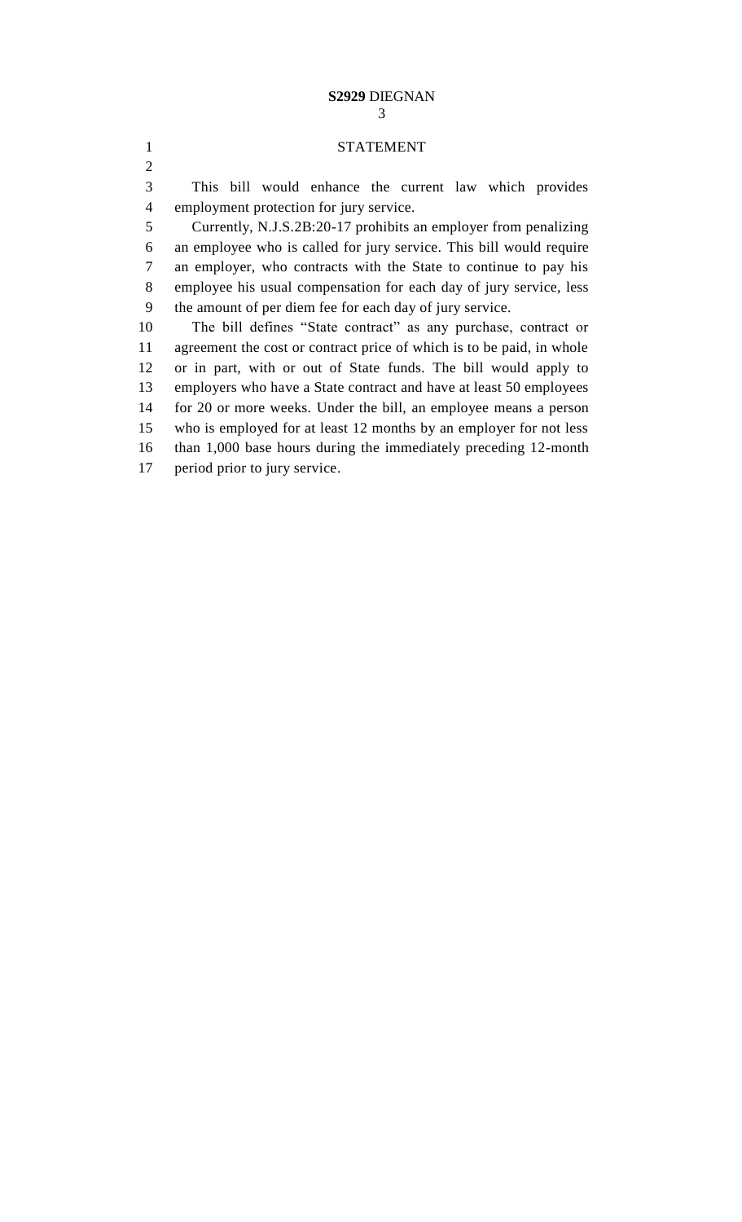# STATEMENT

This bill would enhance the current law which provides employment protection for jury service.

Currently, N.J.S.2B:20-17 prohibits an employer from penalizing an employee who is called for jury service. This bill would require an employer, who contracts with the State to continue to pay his employee his usual compensation for each day of jury service, less the amount of per diem fee for each day of jury service.

The bill defines "State contract" as any purchase, contract or agreement the cost or contract price of which is to be paid, in whole or in part, with or out of State funds. The bill would apply to employers who have a State contract and have at least 50 employees for 20 or more weeks. Under the bill, an employee means a person who is employed for at least 12 months by an employer for not less than 1,000 base hours during the immediately preceding 12-month period prior to jury service.